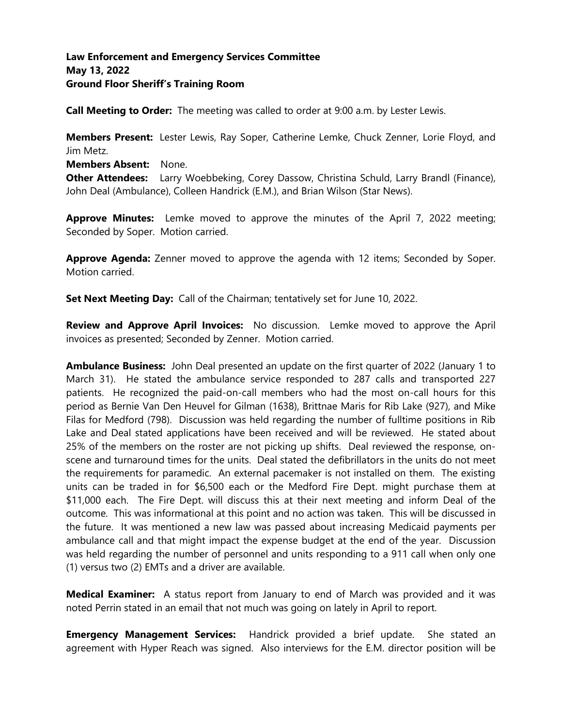**Law Enforcement and Emergency Services Committee**
**May 13, 2022**
**Ground Floor Sheriff's Training Room**

**Call Meeting to Order:** The meeting was called to order at 9:00 a.m. by Lester Lewis.

**Members Present:** Lester Lewis, Ray Soper, Catherine Lemke, Chuck Zenner, Lorie Floyd, and Jim Metz.

**Members Absent:** None.

**Other Attendees:** Larry Woebbeking, Corey Dassow, Christina Schuld, Larry Brandl (Finance), John Deal (Ambulance), Colleen Handrick (E.M.), and Brian Wilson (Star News).

**Approve Minutes:** Lemke moved to approve the minutes of the April 7, 2022 meeting; Seconded by Soper. Motion carried.

**Approve Agenda:** Zenner moved to approve the agenda with 12 items; Seconded by Soper. Motion carried.

**Set Next Meeting Day:** Call of the Chairman; tentatively set for June 10, 2022.

**Review and Approve April Invoices:** No discussion. Lemke moved to approve the April invoices as presented; Seconded by Zenner. Motion carried.

**Ambulance Business:** John Deal presented an update on the first quarter of 2022 (January 1 to March 31). He stated the ambulance service responded to 287 calls and transported 227 patients. He recognized the paid-on-call members who had the most on-call hours for this period as Bernie Van Den Heuvel for Gilman (1638), Brittnae Maris for Rib Lake (927), and Mike Filas for Medford (798). Discussion was held regarding the number of fulltime positions in Rib Lake and Deal stated applications have been received and will be reviewed. He stated about 25% of the members on the roster are not picking up shifts. Deal reviewed the response, on-scene and turnaround times for the units. Deal stated the defibrillators in the units do not meet the requirements for paramedic. An external pacemaker is not installed on them. The existing units can be traded in for $6,500 each or the Medford Fire Dept. might purchase them at $11,000 each. The Fire Dept. will discuss this at their next meeting and inform Deal of the outcome. This was informational at this point and no action was taken. This will be discussed in the future. It was mentioned a new law was passed about increasing Medicaid payments per ambulance call and that might impact the expense budget at the end of the year. Discussion was held regarding the number of personnel and units responding to a 911 call when only one (1) versus two (2) EMTs and a driver are available.

**Medical Examiner:** A status report from January to end of March was provided and it was noted Perrin stated in an email that not much was going on lately in April to report.

**Emergency Management Services:** Handrick provided a brief update. She stated an agreement with Hyper Reach was signed. Also interviews for the E.M. director position will be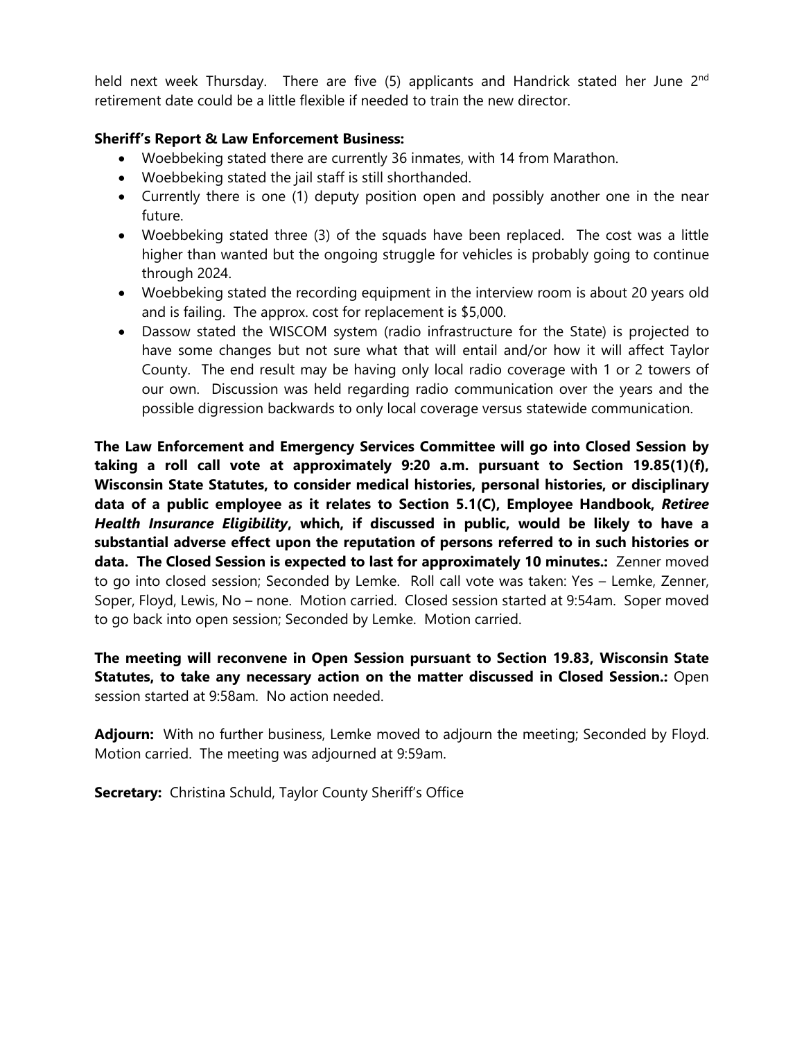held next week Thursday. There are five (5) applicants and Handrick stated her June 2nd retirement date could be a little flexible if needed to train the new director.

**Sheriff's Report & Law Enforcement Business:**

- Woebbeking stated there are currently 36 inmates, with 14 from Marathon.
- Woebbeking stated the jail staff is still shorthanded.
- Currently there is one (1) deputy position open and possibly another one in the near future.
- Woebbeking stated three (3) of the squads have been replaced. The cost was a little higher than wanted but the ongoing struggle for vehicles is probably going to continue through 2024.
- Woebbeking stated the recording equipment in the interview room is about 20 years old and is failing. The approx. cost for replacement is $5,000.
- Dassow stated the WISCOM system (radio infrastructure for the State) is projected to have some changes but not sure what that will entail and/or how it will affect Taylor County. The end result may be having only local radio coverage with 1 or 2 towers of our own. Discussion was held regarding radio communication over the years and the possible digression backwards to only local coverage versus statewide communication.

**The Law Enforcement and Emergency Services Committee will go into Closed Session by taking a roll call vote at approximately 9:20 a.m. pursuant to Section 19.85(1)(f), Wisconsin State Statutes, to consider medical histories, personal histories, or disciplinary data of a public employee as it relates to Section 5.1(C), Employee Handbook, *Retiree Health Insurance Eligibility*, which, if discussed in public, would be likely to have a substantial adverse effect upon the reputation of persons referred to in such histories or data. The Closed Session is expected to last for approximately 10 minutes.:** Zenner moved to go into closed session; Seconded by Lemke. Roll call vote was taken: Yes – Lemke, Zenner, Soper, Floyd, Lewis, No – none. Motion carried. Closed session started at 9:54am. Soper moved to go back into open session; Seconded by Lemke. Motion carried.

**The meeting will reconvene in Open Session pursuant to Section 19.83, Wisconsin State Statutes, to take any necessary action on the matter discussed in Closed Session.:** Open session started at 9:58am. No action needed.

**Adjourn:** With no further business, Lemke moved to adjourn the meeting; Seconded by Floyd. Motion carried. The meeting was adjourned at 9:59am.

**Secretary:** Christina Schuld, Taylor County Sheriff's Office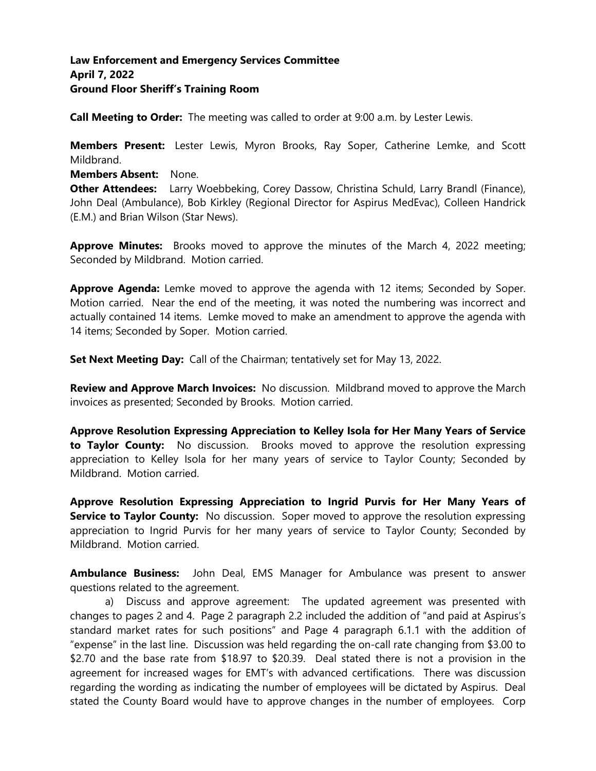**Law Enforcement and Emergency Services Committee**
**April 7, 2022**
**Ground Floor Sheriff's Training Room**

**Call Meeting to Order:** The meeting was called to order at 9:00 a.m. by Lester Lewis.

**Members Present:** Lester Lewis, Myron Brooks, Ray Soper, Catherine Lemke, and Scott Mildbrand.

**Members Absent:** None.

**Other Attendees:** Larry Woebbeking, Corey Dassow, Christina Schuld, Larry Brandl (Finance), John Deal (Ambulance), Bob Kirkley (Regional Director for Aspirus MedEvac), Colleen Handrick (E.M.) and Brian Wilson (Star News).

**Approve Minutes:** Brooks moved to approve the minutes of the March 4, 2022 meeting; Seconded by Mildbrand. Motion carried.

**Approve Agenda:** Lemke moved to approve the agenda with 12 items; Seconded by Soper. Motion carried. Near the end of the meeting, it was noted the numbering was incorrect and actually contained 14 items. Lemke moved to make an amendment to approve the agenda with 14 items; Seconded by Soper. Motion carried.

**Set Next Meeting Day:** Call of the Chairman; tentatively set for May 13, 2022.

**Review and Approve March Invoices:** No discussion. Mildbrand moved to approve the March invoices as presented; Seconded by Brooks. Motion carried.

**Approve Resolution Expressing Appreciation to Kelley Isola for Her Many Years of Service to Taylor County:** No discussion. Brooks moved to approve the resolution expressing appreciation to Kelley Isola for her many years of service to Taylor County; Seconded by Mildbrand. Motion carried.

**Approve Resolution Expressing Appreciation to Ingrid Purvis for Her Many Years of Service to Taylor County:** No discussion. Soper moved to approve the resolution expressing appreciation to Ingrid Purvis for her many years of service to Taylor County; Seconded by Mildbrand. Motion carried.

**Ambulance Business:** John Deal, EMS Manager for Ambulance was present to answer questions related to the agreement.

a) Discuss and approve agreement: The updated agreement was presented with changes to pages 2 and 4. Page 2 paragraph 2.2 included the addition of "and paid at Aspirus's standard market rates for such positions" and Page 4 paragraph 6.1.1 with the addition of "expense" in the last line. Discussion was held regarding the on-call rate changing from $3.00 to $2.70 and the base rate from $18.97 to $20.39. Deal stated there is not a provision in the agreement for increased wages for EMT's with advanced certifications. There was discussion regarding the wording as indicating the number of employees will be dictated by Aspirus. Deal stated the County Board would have to approve changes in the number of employees. Corp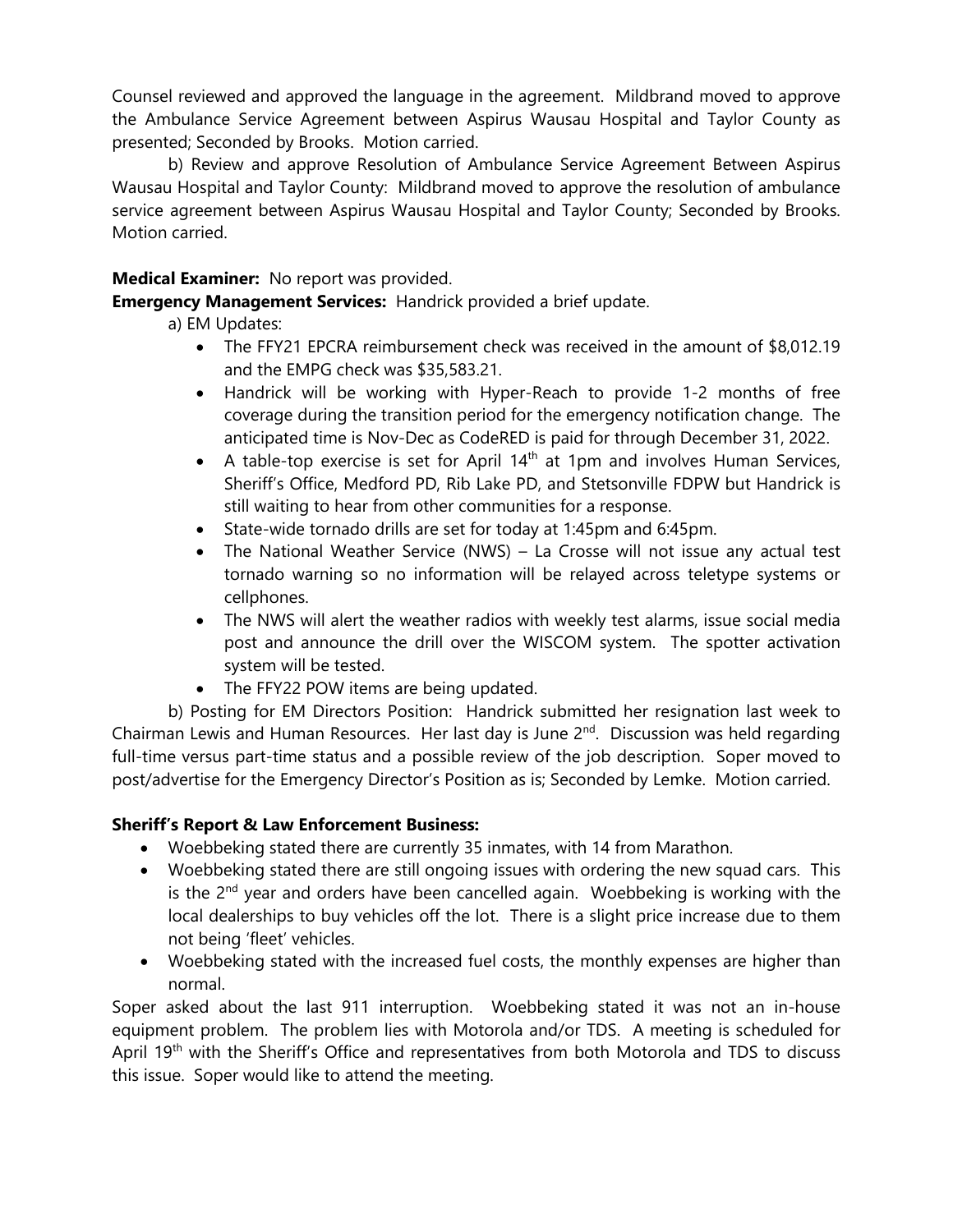Counsel reviewed and approved the language in the agreement. Mildbrand moved to approve the Ambulance Service Agreement between Aspirus Wausau Hospital and Taylor County as presented; Seconded by Brooks. Motion carried.

b) Review and approve Resolution of Ambulance Service Agreement Between Aspirus Wausau Hospital and Taylor County: Mildbrand moved to approve the resolution of ambulance service agreement between Aspirus Wausau Hospital and Taylor County; Seconded by Brooks. Motion carried.

**Medical Examiner:** No report was provided.

**Emergency Management Services:** Handrick provided a brief update.

a) EM Updates:

- The FFY21 EPCRA reimbursement check was received in the amount of $8,012.19 and the EMPG check was $35,583.21.
- Handrick will be working with Hyper-Reach to provide 1-2 months of free coverage during the transition period for the emergency notification change. The anticipated time is Nov-Dec as CodeRED is paid for through December 31, 2022.
- A table-top exercise is set for April 14th at 1pm and involves Human Services, Sheriff's Office, Medford PD, Rib Lake PD, and Stetsonville FDPW but Handrick is still waiting to hear from other communities for a response.
- State-wide tornado drills are set for today at 1:45pm and 6:45pm.
- The National Weather Service (NWS) – La Crosse will not issue any actual test tornado warning so no information will be relayed across teletype systems or cellphones.
- The NWS will alert the weather radios with weekly test alarms, issue social media post and announce the drill over the WISCOM system. The spotter activation system will be tested.
- The FFY22 POW items are being updated.

b) Posting for EM Directors Position: Handrick submitted her resignation last week to Chairman Lewis and Human Resources. Her last day is June 2nd. Discussion was held regarding full-time versus part-time status and a possible review of the job description. Soper moved to post/advertise for the Emergency Director's Position as is; Seconded by Lemke. Motion carried.

**Sheriff's Report & Law Enforcement Business:**

- Woebbeking stated there are currently 35 inmates, with 14 from Marathon.
- Woebbeking stated there are still ongoing issues with ordering the new squad cars. This is the 2nd year and orders have been cancelled again. Woebbeking is working with the local dealerships to buy vehicles off the lot. There is a slight price increase due to them not being 'fleet' vehicles.
- Woebbeking stated with the increased fuel costs, the monthly expenses are higher than normal.

Soper asked about the last 911 interruption. Woebbeking stated it was not an in-house equipment problem. The problem lies with Motorola and/or TDS. A meeting is scheduled for April 19th with the Sheriff's Office and representatives from both Motorola and TDS to discuss this issue. Soper would like to attend the meeting.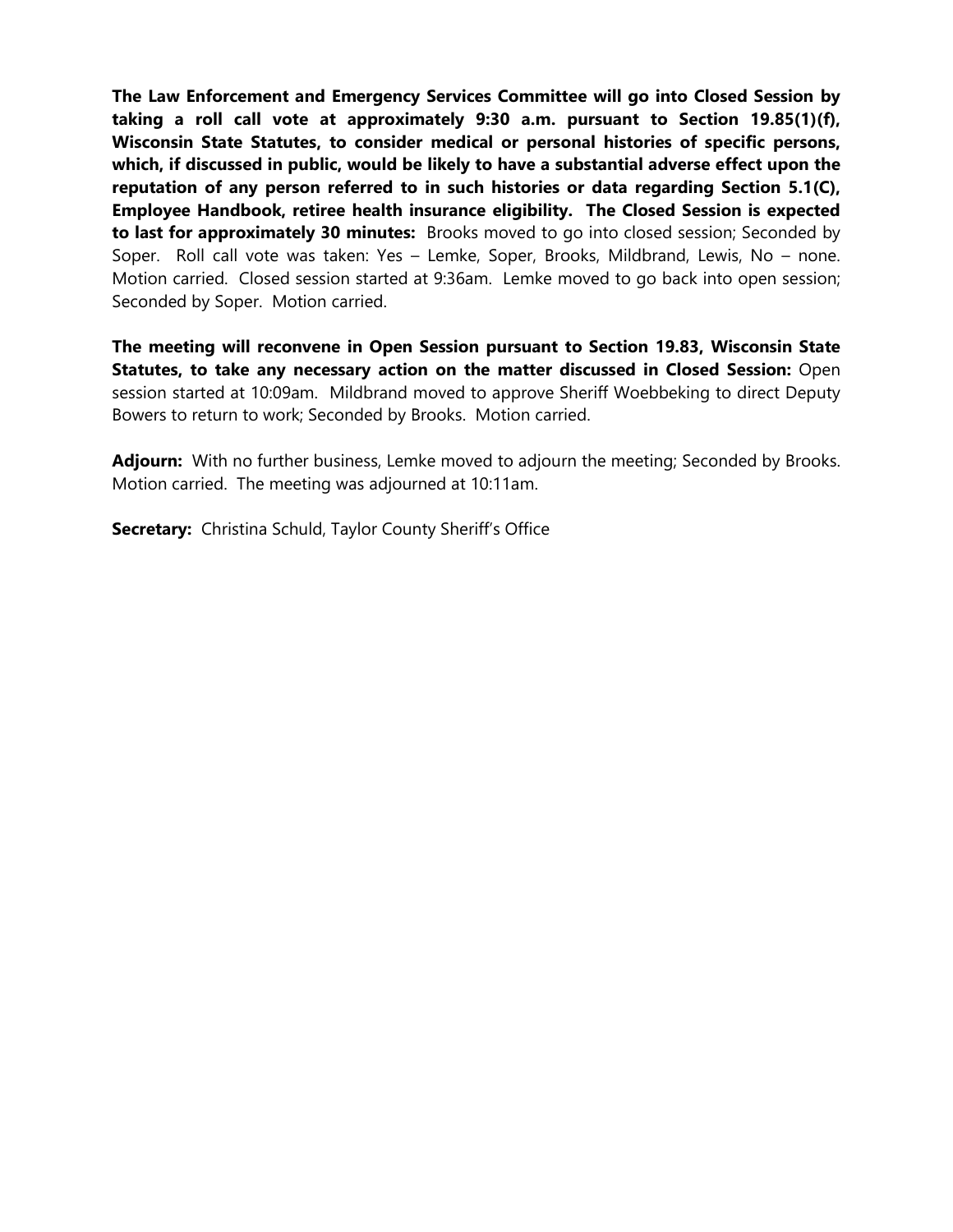**The Law Enforcement and Emergency Services Committee will go into Closed Session by taking a roll call vote at approximately 9:30 a.m. pursuant to Section 19.85(1)(f), Wisconsin State Statutes, to consider medical or personal histories of specific persons, which, if discussed in public, would be likely to have a substantial adverse effect upon the reputation of any person referred to in such histories or data regarding Section 5.1(C), Employee Handbook, retiree health insurance eligibility. The Closed Session is expected to last for approximately 30 minutes:** Brooks moved to go into closed session; Seconded by Soper. Roll call vote was taken: Yes – Lemke, Soper, Brooks, Mildbrand, Lewis, No – none. Motion carried. Closed session started at 9:36am. Lemke moved to go back into open session; Seconded by Soper. Motion carried.

**The meeting will reconvene in Open Session pursuant to Section 19.83, Wisconsin State Statutes, to take any necessary action on the matter discussed in Closed Session:** Open session started at 10:09am. Mildbrand moved to approve Sheriff Woebbeking to direct Deputy Bowers to return to work; Seconded by Brooks. Motion carried.

**Adjourn:** With no further business, Lemke moved to adjourn the meeting; Seconded by Brooks. Motion carried. The meeting was adjourned at 10:11am.

**Secretary:** Christina Schuld, Taylor County Sheriff's Office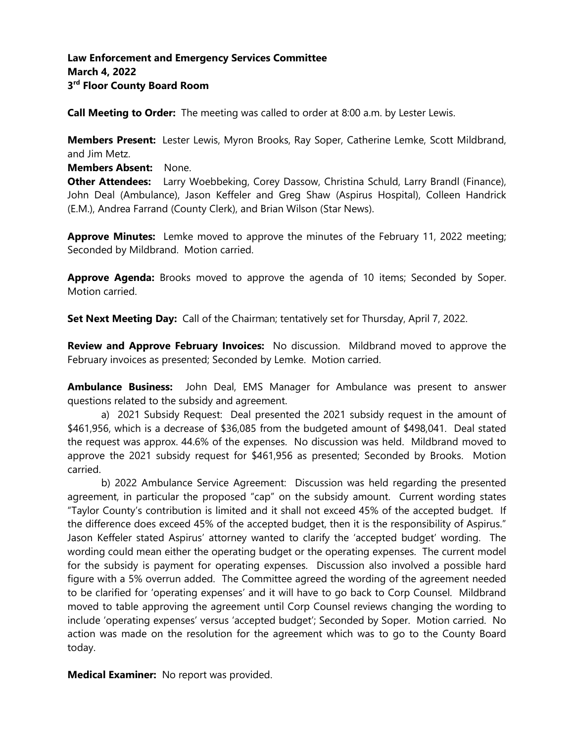**Law Enforcement and Emergency Services Committee**
**March 4, 2022**
**3rd Floor County Board Room**

**Call Meeting to Order:** The meeting was called to order at 8:00 a.m. by Lester Lewis.

**Members Present:** Lester Lewis, Myron Brooks, Ray Soper, Catherine Lemke, Scott Mildbrand, and Jim Metz.

**Members Absent:** None.

**Other Attendees:** Larry Woebbeking, Corey Dassow, Christina Schuld, Larry Brandl (Finance), John Deal (Ambulance), Jason Keffeler and Greg Shaw (Aspirus Hospital), Colleen Handrick (E.M.), Andrea Farrand (County Clerk), and Brian Wilson (Star News).

**Approve Minutes:** Lemke moved to approve the minutes of the February 11, 2022 meeting; Seconded by Mildbrand. Motion carried.

**Approve Agenda:** Brooks moved to approve the agenda of 10 items; Seconded by Soper. Motion carried.

**Set Next Meeting Day:** Call of the Chairman; tentatively set for Thursday, April 7, 2022.

**Review and Approve February Invoices:** No discussion. Mildbrand moved to approve the February invoices as presented; Seconded by Lemke. Motion carried.

**Ambulance Business:** John Deal, EMS Manager for Ambulance was present to answer questions related to the subsidy and agreement.

a) 2021 Subsidy Request: Deal presented the 2021 subsidy request in the amount of $461,956, which is a decrease of $36,085 from the budgeted amount of $498,041. Deal stated the request was approx. 44.6% of the expenses. No discussion was held. Mildbrand moved to approve the 2021 subsidy request for $461,956 as presented; Seconded by Brooks. Motion carried.

b) 2022 Ambulance Service Agreement: Discussion was held regarding the presented agreement, in particular the proposed "cap" on the subsidy amount. Current wording states "Taylor County's contribution is limited and it shall not exceed 45% of the accepted budget. If the difference does exceed 45% of the accepted budget, then it is the responsibility of Aspirus." Jason Keffeler stated Aspirus' attorney wanted to clarify the 'accepted budget' wording. The wording could mean either the operating budget or the operating expenses. The current model for the subsidy is payment for operating expenses. Discussion also involved a possible hard figure with a 5% overrun added. The Committee agreed the wording of the agreement needed to be clarified for 'operating expenses' and it will have to go back to Corp Counsel. Mildbrand moved to table approving the agreement until Corp Counsel reviews changing the wording to include 'operating expenses' versus 'accepted budget'; Seconded by Soper. Motion carried. No action was made on the resolution for the agreement which was to go to the County Board today.

**Medical Examiner:** No report was provided.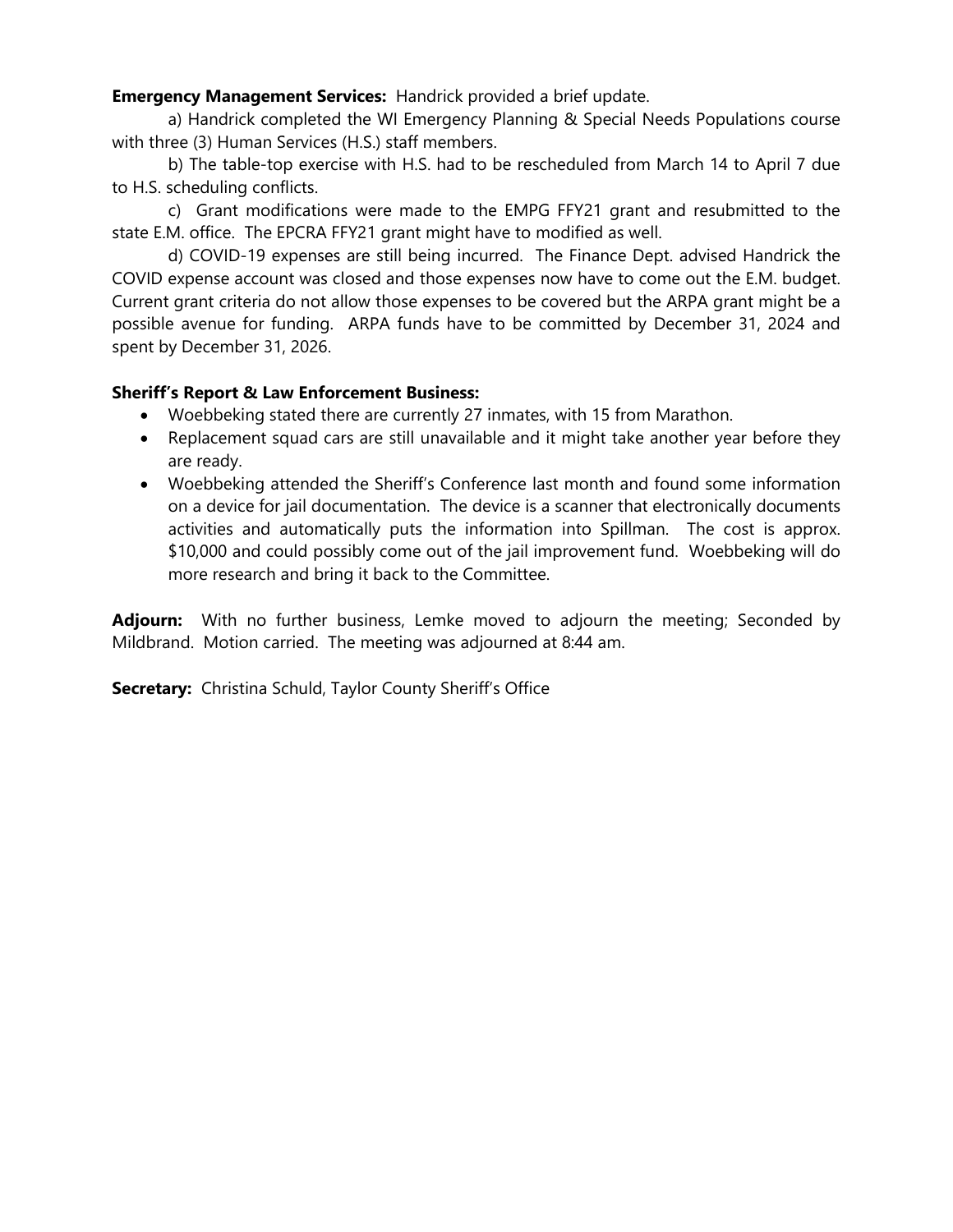**Emergency Management Services:** Handrick provided a brief update.

a) Handrick completed the WI Emergency Planning & Special Needs Populations course with three (3) Human Services (H.S.) staff members.

b) The table-top exercise with H.S. had to be rescheduled from March 14 to April 7 due to H.S. scheduling conflicts.

c) Grant modifications were made to the EMPG FFY21 grant and resubmitted to the state E.M. office. The EPCRA FFY21 grant might have to modified as well.

d) COVID-19 expenses are still being incurred. The Finance Dept. advised Handrick the COVID expense account was closed and those expenses now have to come out the E.M. budget. Current grant criteria do not allow those expenses to be covered but the ARPA grant might be a possible avenue for funding. ARPA funds have to be committed by December 31, 2024 and spent by December 31, 2026.

**Sheriff's Report & Law Enforcement Business:**

- Woebbeking stated there are currently 27 inmates, with 15 from Marathon.
- Replacement squad cars are still unavailable and it might take another year before they are ready.
- Woebbeking attended the Sheriff's Conference last month and found some information on a device for jail documentation. The device is a scanner that electronically documents activities and automatically puts the information into Spillman. The cost is approx. $10,000 and could possibly come out of the jail improvement fund. Woebbeking will do more research and bring it back to the Committee.

**Adjourn:** With no further business, Lemke moved to adjourn the meeting; Seconded by Mildbrand. Motion carried. The meeting was adjourned at 8:44 am.

**Secretary:** Christina Schuld, Taylor County Sheriff's Office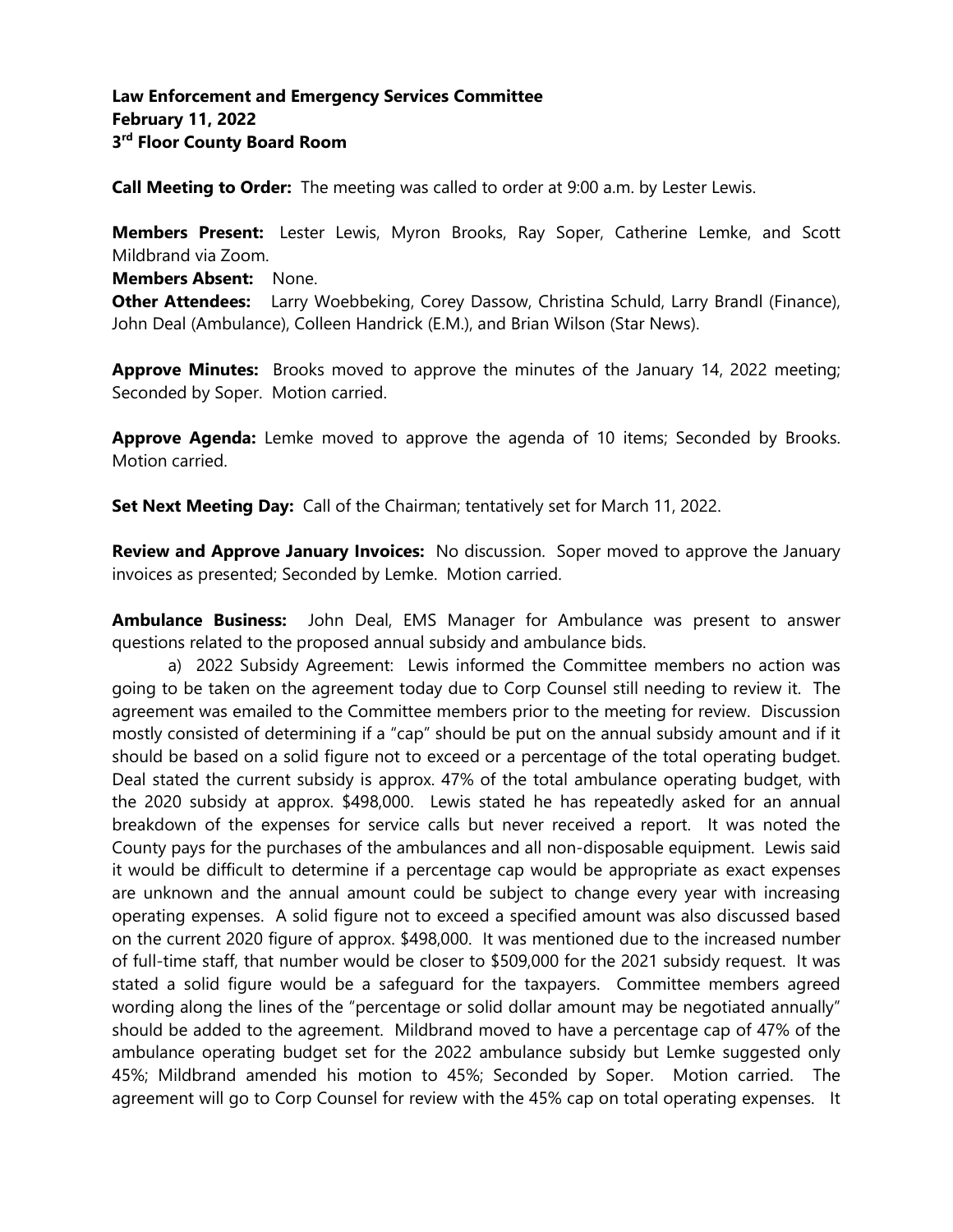**Law Enforcement and Emergency Services Committee**
**February 11, 2022**
**3rd Floor County Board Room**

**Call Meeting to Order:** The meeting was called to order at 9:00 a.m. by Lester Lewis.

**Members Present:** Lester Lewis, Myron Brooks, Ray Soper, Catherine Lemke, and Scott Mildbrand via Zoom.
**Members Absent:** None.
**Other Attendees:** Larry Woebbeking, Corey Dassow, Christina Schuld, Larry Brandl (Finance), John Deal (Ambulance), Colleen Handrick (E.M.), and Brian Wilson (Star News).

**Approve Minutes:** Brooks moved to approve the minutes of the January 14, 2022 meeting; Seconded by Soper. Motion carried.

**Approve Agenda:** Lemke moved to approve the agenda of 10 items; Seconded by Brooks. Motion carried.

**Set Next Meeting Day:** Call of the Chairman; tentatively set for March 11, 2022.

**Review and Approve January Invoices:** No discussion. Soper moved to approve the January invoices as presented; Seconded by Lemke. Motion carried.

**Ambulance Business:** John Deal, EMS Manager for Ambulance was present to answer questions related to the proposed annual subsidy and ambulance bids.

a) 2022 Subsidy Agreement: Lewis informed the Committee members no action was going to be taken on the agreement today due to Corp Counsel still needing to review it. The agreement was emailed to the Committee members prior to the meeting for review. Discussion mostly consisted of determining if a "cap" should be put on the annual subsidy amount and if it should be based on a solid figure not to exceed or a percentage of the total operating budget. Deal stated the current subsidy is approx. 47% of the total ambulance operating budget, with the 2020 subsidy at approx. $498,000. Lewis stated he has repeatedly asked for an annual breakdown of the expenses for service calls but never received a report. It was noted the County pays for the purchases of the ambulances and all non-disposable equipment. Lewis said it would be difficult to determine if a percentage cap would be appropriate as exact expenses are unknown and the annual amount could be subject to change every year with increasing operating expenses. A solid figure not to exceed a specified amount was also discussed based on the current 2020 figure of approx. $498,000. It was mentioned due to the increased number of full-time staff, that number would be closer to $509,000 for the 2021 subsidy request. It was stated a solid figure would be a safeguard for the taxpayers. Committee members agreed wording along the lines of the "percentage or solid dollar amount may be negotiated annually" should be added to the agreement. Mildbrand moved to have a percentage cap of 47% of the ambulance operating budget set for the 2022 ambulance subsidy but Lemke suggested only 45%; Mildbrand amended his motion to 45%; Seconded by Soper. Motion carried. The agreement will go to Corp Counsel for review with the 45% cap on total operating expenses. It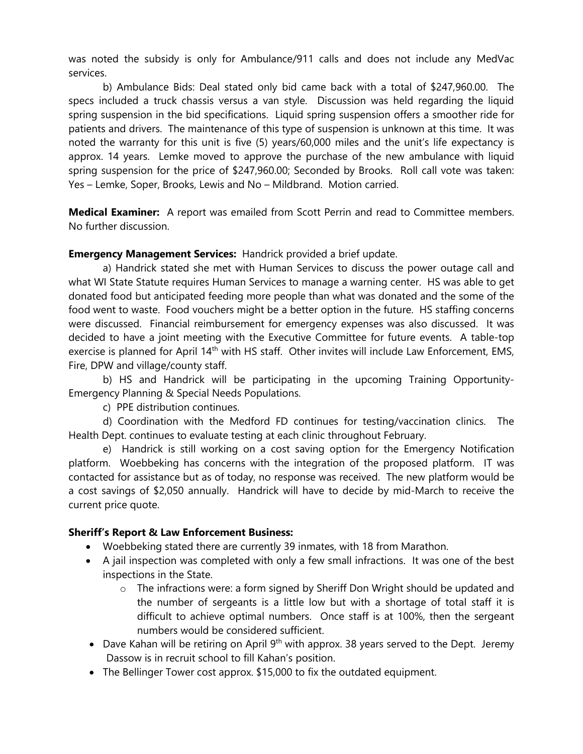was noted the subsidy is only for Ambulance/911 calls and does not include any MedVac services.

b) Ambulance Bids: Deal stated only bid came back with a total of $247,960.00. The specs included a truck chassis versus a van style. Discussion was held regarding the liquid spring suspension in the bid specifications. Liquid spring suspension offers a smoother ride for patients and drivers. The maintenance of this type of suspension is unknown at this time. It was noted the warranty for this unit is five (5) years/60,000 miles and the unit's life expectancy is approx. 14 years. Lemke moved to approve the purchase of the new ambulance with liquid spring suspension for the price of $247,960.00; Seconded by Brooks. Roll call vote was taken: Yes – Lemke, Soper, Brooks, Lewis and No – Mildbrand. Motion carried.

**Medical Examiner:** A report was emailed from Scott Perrin and read to Committee members. No further discussion.

**Emergency Management Services:** Handrick provided a brief update.

a) Handrick stated she met with Human Services to discuss the power outage call and what WI State Statute requires Human Services to manage a warning center. HS was able to get donated food but anticipated feeding more people than what was donated and the some of the food went to waste. Food vouchers might be a better option in the future. HS staffing concerns were discussed. Financial reimbursement for emergency expenses was also discussed. It was decided to have a joint meeting with the Executive Committee for future events. A table-top exercise is planned for April 14th with HS staff. Other invites will include Law Enforcement, EMS, Fire, DPW and village/county staff.

b) HS and Handrick will be participating in the upcoming Training Opportunity-Emergency Planning & Special Needs Populations.

c) PPE distribution continues.

d) Coordination with the Medford FD continues for testing/vaccination clinics. The Health Dept. continues to evaluate testing at each clinic throughout February.

e) Handrick is still working on a cost saving option for the Emergency Notification platform. Woebbeking has concerns with the integration of the proposed platform. IT was contacted for assistance but as of today, no response was received. The new platform would be a cost savings of $2,050 annually. Handrick will have to decide by mid-March to receive the current price quote.

**Sheriff's Report & Law Enforcement Business:**

- Woebbeking stated there are currently 39 inmates, with 18 from Marathon.
- A jail inspection was completed with only a few small infractions. It was one of the best inspections in the State.
  - The infractions were: a form signed by Sheriff Don Wright should be updated and the number of sergeants is a little low but with a shortage of total staff it is difficult to achieve optimal numbers. Once staff is at 100%, then the sergeant numbers would be considered sufficient.
- Dave Kahan will be retiring on April 9th with approx. 38 years served to the Dept. Jeremy Dassow is in recruit school to fill Kahan's position.
- The Bellinger Tower cost approx. $15,000 to fix the outdated equipment.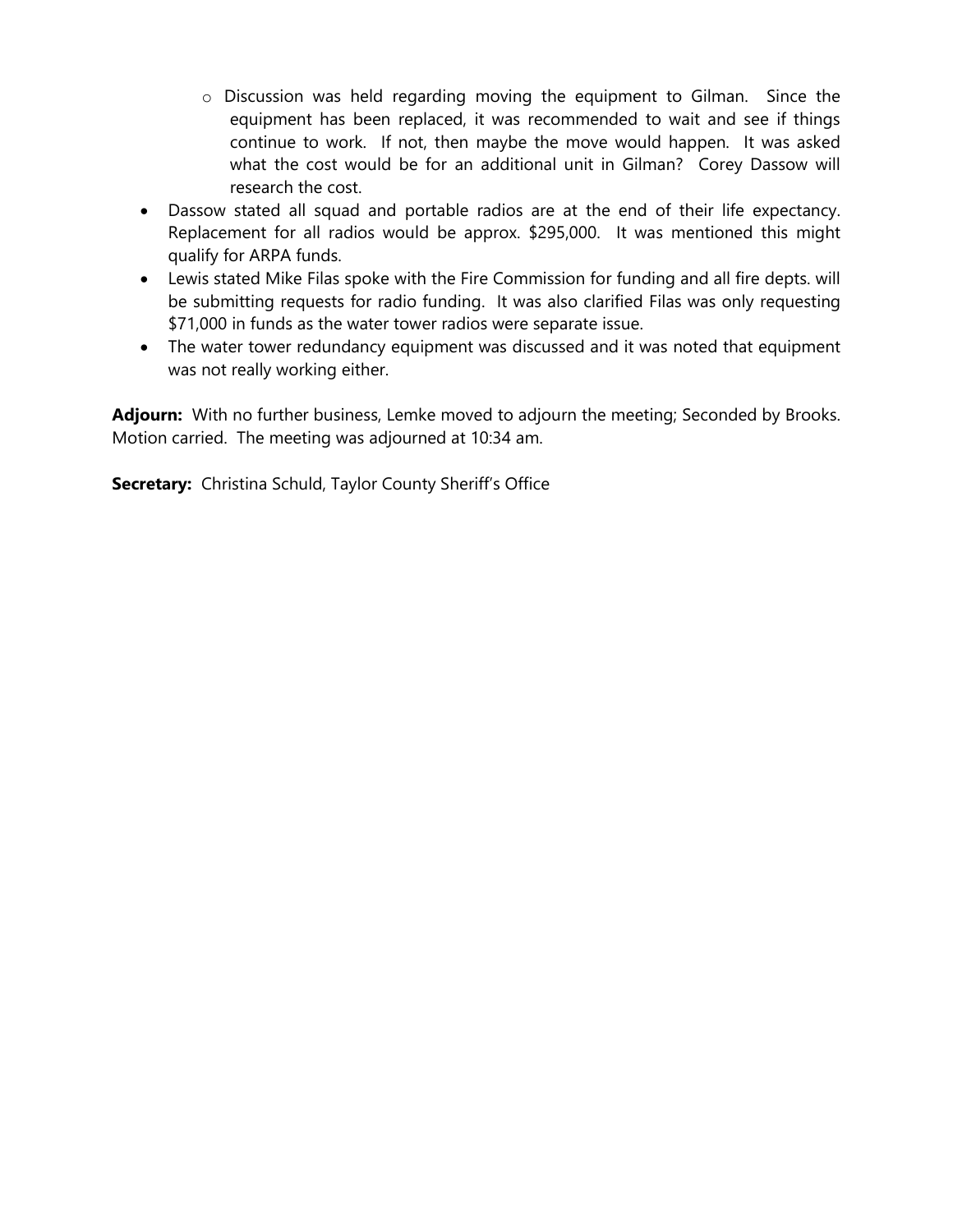- Discussion was held regarding moving the equipment to Gilman. Since the equipment has been replaced, it was recommended to wait and see if things continue to work. If not, then maybe the move would happen. It was asked what the cost would be for an additional unit in Gilman? Corey Dassow will research the cost.
- Dassow stated all squad and portable radios are at the end of their life expectancy. Replacement for all radios would be approx. $295,000. It was mentioned this might qualify for ARPA funds.
- Lewis stated Mike Filas spoke with the Fire Commission for funding and all fire depts. will be submitting requests for radio funding. It was also clarified Filas was only requesting $71,000 in funds as the water tower radios were separate issue.
- The water tower redundancy equipment was discussed and it was noted that equipment was not really working either.

**Adjourn:** With no further business, Lemke moved to adjourn the meeting; Seconded by Brooks. Motion carried. The meeting was adjourned at 10:34 am.

**Secretary:** Christina Schuld, Taylor County Sheriff's Office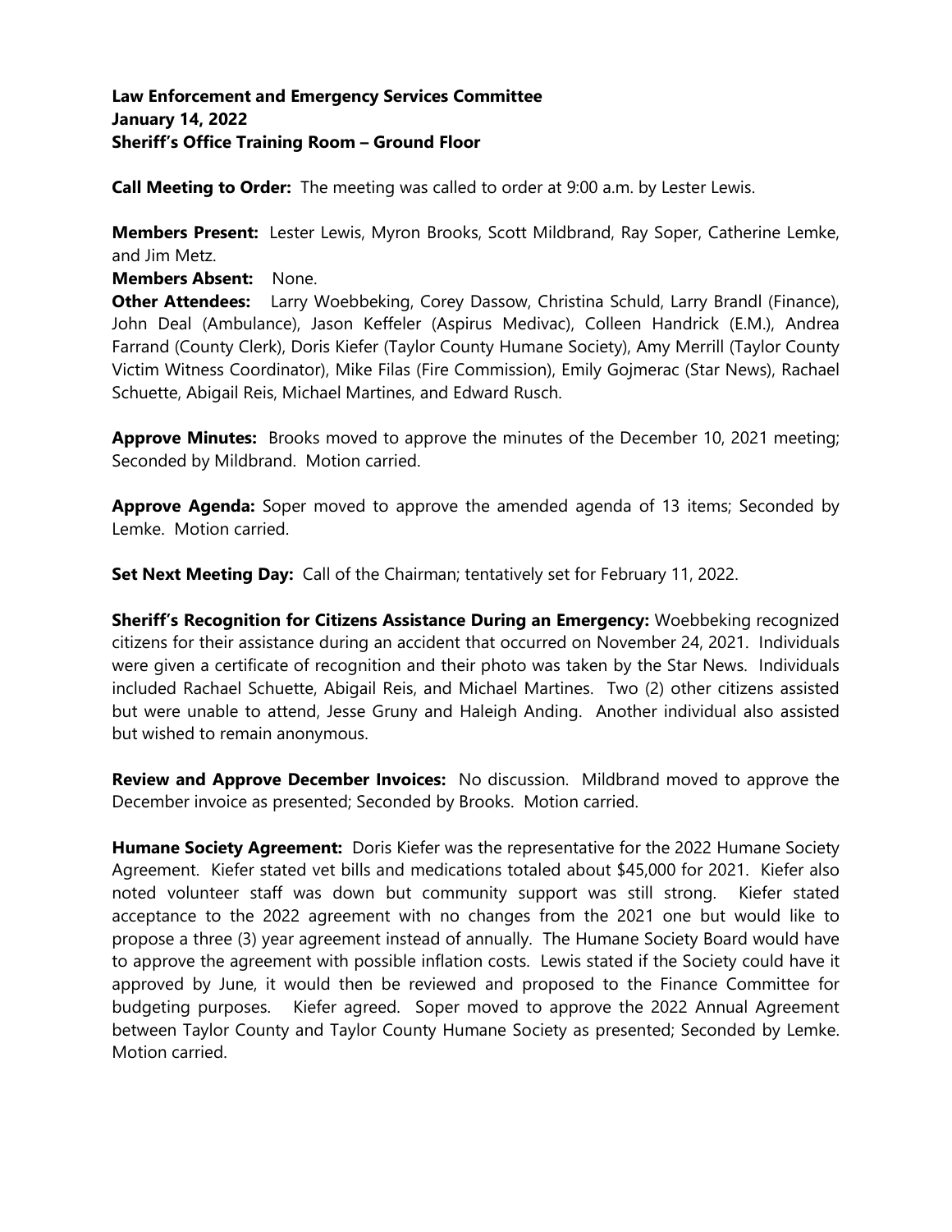**Law Enforcement and Emergency Services Committee**
**January 14, 2022**
**Sheriff's Office Training Room – Ground Floor**

**Call Meeting to Order:** The meeting was called to order at 9:00 a.m. by Lester Lewis.

**Members Present:** Lester Lewis, Myron Brooks, Scott Mildbrand, Ray Soper, Catherine Lemke, and Jim Metz.

**Members Absent:** None.

**Other Attendees:** Larry Woebbeking, Corey Dassow, Christina Schuld, Larry Brandl (Finance), John Deal (Ambulance), Jason Keffeler (Aspirus Medivac), Colleen Handrick (E.M.), Andrea Farrand (County Clerk), Doris Kiefer (Taylor County Humane Society), Amy Merrill (Taylor County Victim Witness Coordinator), Mike Filas (Fire Commission), Emily Gojmerac (Star News), Rachael Schuette, Abigail Reis, Michael Martines, and Edward Rusch.

**Approve Minutes:** Brooks moved to approve the minutes of the December 10, 2021 meeting; Seconded by Mildbrand. Motion carried.

**Approve Agenda:** Soper moved to approve the amended agenda of 13 items; Seconded by Lemke. Motion carried.

**Set Next Meeting Day:** Call of the Chairman; tentatively set for February 11, 2022.

**Sheriff's Recognition for Citizens Assistance During an Emergency:** Woebbeking recognized citizens for their assistance during an accident that occurred on November 24, 2021. Individuals were given a certificate of recognition and their photo was taken by the Star News. Individuals included Rachael Schuette, Abigail Reis, and Michael Martines. Two (2) other citizens assisted but were unable to attend, Jesse Gruny and Haleigh Anding. Another individual also assisted but wished to remain anonymous.

**Review and Approve December Invoices:** No discussion. Mildbrand moved to approve the December invoice as presented; Seconded by Brooks. Motion carried.

**Humane Society Agreement:** Doris Kiefer was the representative for the 2022 Humane Society Agreement. Kiefer stated vet bills and medications totaled about $45,000 for 2021. Kiefer also noted volunteer staff was down but community support was still strong. Kiefer stated acceptance to the 2022 agreement with no changes from the 2021 one but would like to propose a three (3) year agreement instead of annually. The Humane Society Board would have to approve the agreement with possible inflation costs. Lewis stated if the Society could have it approved by June, it would then be reviewed and proposed to the Finance Committee for budgeting purposes. Kiefer agreed. Soper moved to approve the 2022 Annual Agreement between Taylor County and Taylor County Humane Society as presented; Seconded by Lemke. Motion carried.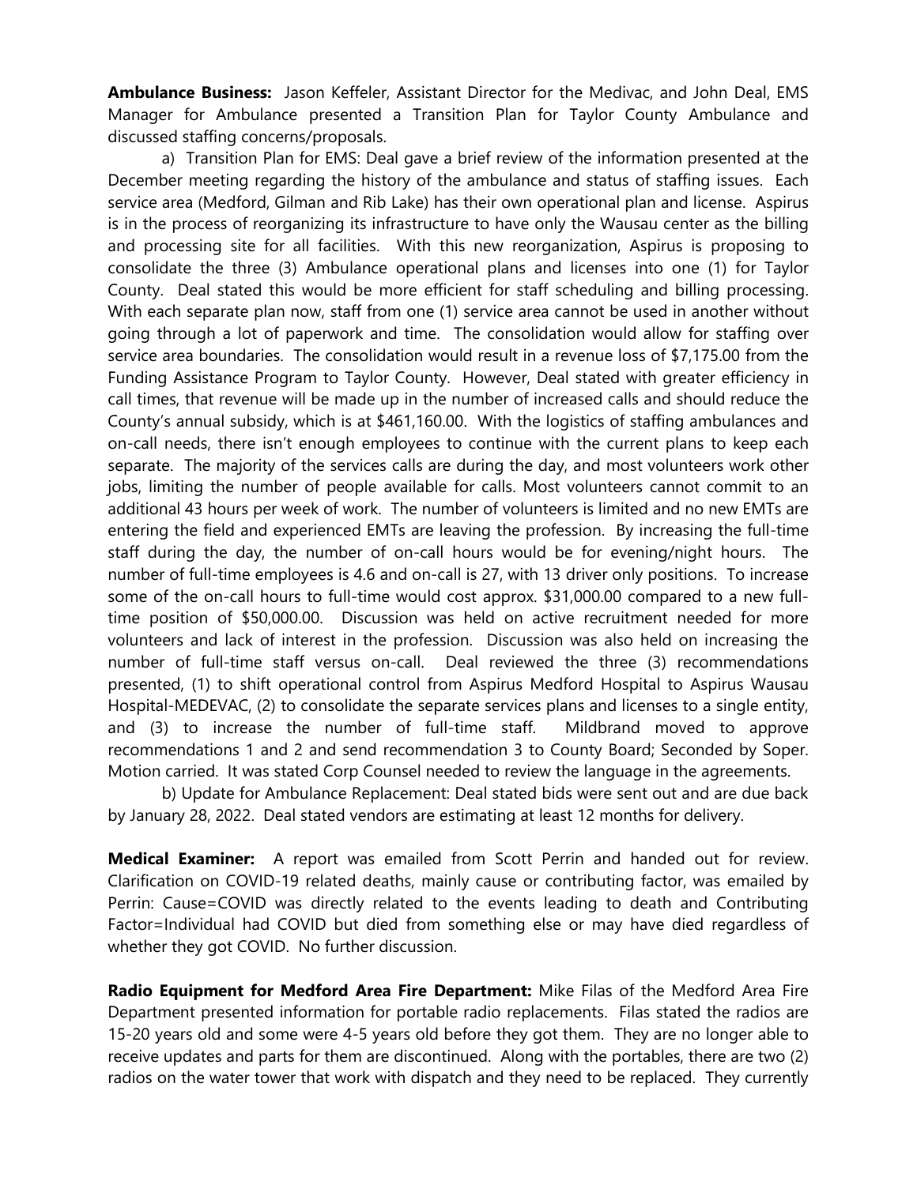**Ambulance Business:** Jason Keffeler, Assistant Director for the Medivac, and John Deal, EMS Manager for Ambulance presented a Transition Plan for Taylor County Ambulance and discussed staffing concerns/proposals.

a) Transition Plan for EMS: Deal gave a brief review of the information presented at the December meeting regarding the history of the ambulance and status of staffing issues. Each service area (Medford, Gilman and Rib Lake) has their own operational plan and license. Aspirus is in the process of reorganizing its infrastructure to have only the Wausau center as the billing and processing site for all facilities. With this new reorganization, Aspirus is proposing to consolidate the three (3) Ambulance operational plans and licenses into one (1) for Taylor County. Deal stated this would be more efficient for staff scheduling and billing processing. With each separate plan now, staff from one (1) service area cannot be used in another without going through a lot of paperwork and time. The consolidation would allow for staffing over service area boundaries. The consolidation would result in a revenue loss of $7,175.00 from the Funding Assistance Program to Taylor County. However, Deal stated with greater efficiency in call times, that revenue will be made up in the number of increased calls and should reduce the County's annual subsidy, which is at $461,160.00. With the logistics of staffing ambulances and on-call needs, there isn't enough employees to continue with the current plans to keep each separate. The majority of the services calls are during the day, and most volunteers work other jobs, limiting the number of people available for calls. Most volunteers cannot commit to an additional 43 hours per week of work. The number of volunteers is limited and no new EMTs are entering the field and experienced EMTs are leaving the profession. By increasing the full-time staff during the day, the number of on-call hours would be for evening/night hours. The number of full-time employees is 4.6 and on-call is 27, with 13 driver only positions. To increase some of the on-call hours to full-time would cost approx. $31,000.00 compared to a new full-time position of $50,000.00. Discussion was held on active recruitment needed for more volunteers and lack of interest in the profession. Discussion was also held on increasing the number of full-time staff versus on-call. Deal reviewed the three (3) recommendations presented, (1) to shift operational control from Aspirus Medford Hospital to Aspirus Wausau Hospital-MEDEVAC, (2) to consolidate the separate services plans and licenses to a single entity, and (3) to increase the number of full-time staff. Mildbrand moved to approve recommendations 1 and 2 and send recommendation 3 to County Board; Seconded by Soper. Motion carried. It was stated Corp Counsel needed to review the language in the agreements.

b) Update for Ambulance Replacement: Deal stated bids were sent out and are due back by January 28, 2022. Deal stated vendors are estimating at least 12 months for delivery.

**Medical Examiner:** A report was emailed from Scott Perrin and handed out for review. Clarification on COVID-19 related deaths, mainly cause or contributing factor, was emailed by Perrin: Cause=COVID was directly related to the events leading to death and Contributing Factor=Individual had COVID but died from something else or may have died regardless of whether they got COVID. No further discussion.

**Radio Equipment for Medford Area Fire Department:** Mike Filas of the Medford Area Fire Department presented information for portable radio replacements. Filas stated the radios are 15-20 years old and some were 4-5 years old before they got them. They are no longer able to receive updates and parts for them are discontinued. Along with the portables, there are two (2) radios on the water tower that work with dispatch and they need to be replaced. They currently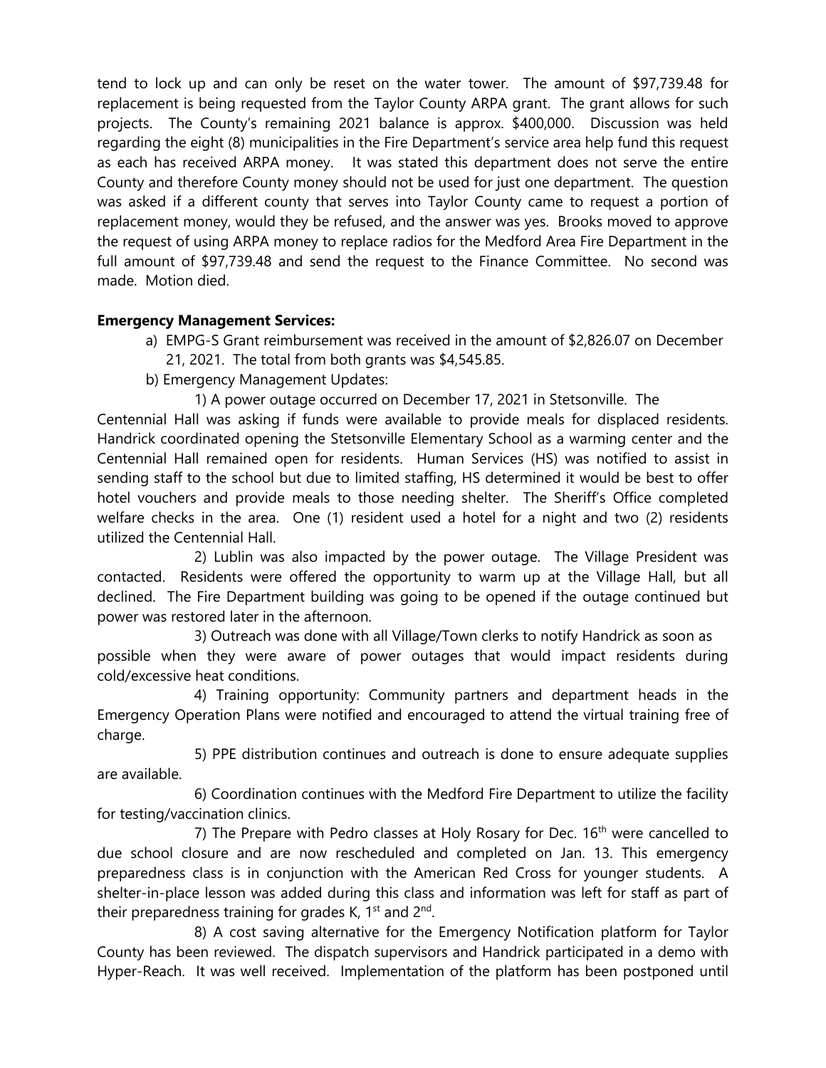tend to lock up and can only be reset on the water tower. The amount of $97,739.48 for replacement is being requested from the Taylor County ARPA grant. The grant allows for such projects. The County's remaining 2021 balance is approx. $400,000. Discussion was held regarding the eight (8) municipalities in the Fire Department's service area help fund this request as each has received ARPA money. It was stated this department does not serve the entire County and therefore County money should not be used for just one department. The question was asked if a different county that serves into Taylor County came to request a portion of replacement money, would they be refused, and the answer was yes. Brooks moved to approve the request of using ARPA money to replace radios for the Medford Area Fire Department in the full amount of $97,739.48 and send the request to the Finance Committee. No second was made. Motion died.

**Emergency Management Services:**

a) EMPG-S Grant reimbursement was received in the amount of $2,826.07 on December 21, 2021. The total from both grants was $4,545.85.

b) Emergency Management Updates:

1) A power outage occurred on December 17, 2021 in Stetsonville. The Centennial Hall was asking if funds were available to provide meals for displaced residents. Handrick coordinated opening the Stetsonville Elementary School as a warming center and the Centennial Hall remained open for residents. Human Services (HS) was notified to assist in sending staff to the school but due to limited staffing, HS determined it would be best to offer hotel vouchers and provide meals to those needing shelter. The Sheriff's Office completed welfare checks in the area. One (1) resident used a hotel for a night and two (2) residents utilized the Centennial Hall.

2) Lublin was also impacted by the power outage. The Village President was contacted. Residents were offered the opportunity to warm up at the Village Hall, but all declined. The Fire Department building was going to be opened if the outage continued but power was restored later in the afternoon.

3) Outreach was done with all Village/Town clerks to notify Handrick as soon as possible when they were aware of power outages that would impact residents during cold/excessive heat conditions.

4) Training opportunity: Community partners and department heads in the Emergency Operation Plans were notified and encouraged to attend the virtual training free of charge.

5) PPE distribution continues and outreach is done to ensure adequate supplies are available.

6) Coordination continues with the Medford Fire Department to utilize the facility for testing/vaccination clinics.

7) The Prepare with Pedro classes at Holy Rosary for Dec. 16th were cancelled to due school closure and are now rescheduled and completed on Jan. 13. This emergency preparedness class is in conjunction with the American Red Cross for younger students. A shelter-in-place lesson was added during this class and information was left for staff as part of their preparedness training for grades K, 1st and 2nd.

8) A cost saving alternative for the Emergency Notification platform for Taylor County has been reviewed. The dispatch supervisors and Handrick participated in a demo with Hyper-Reach. It was well received. Implementation of the platform has been postponed until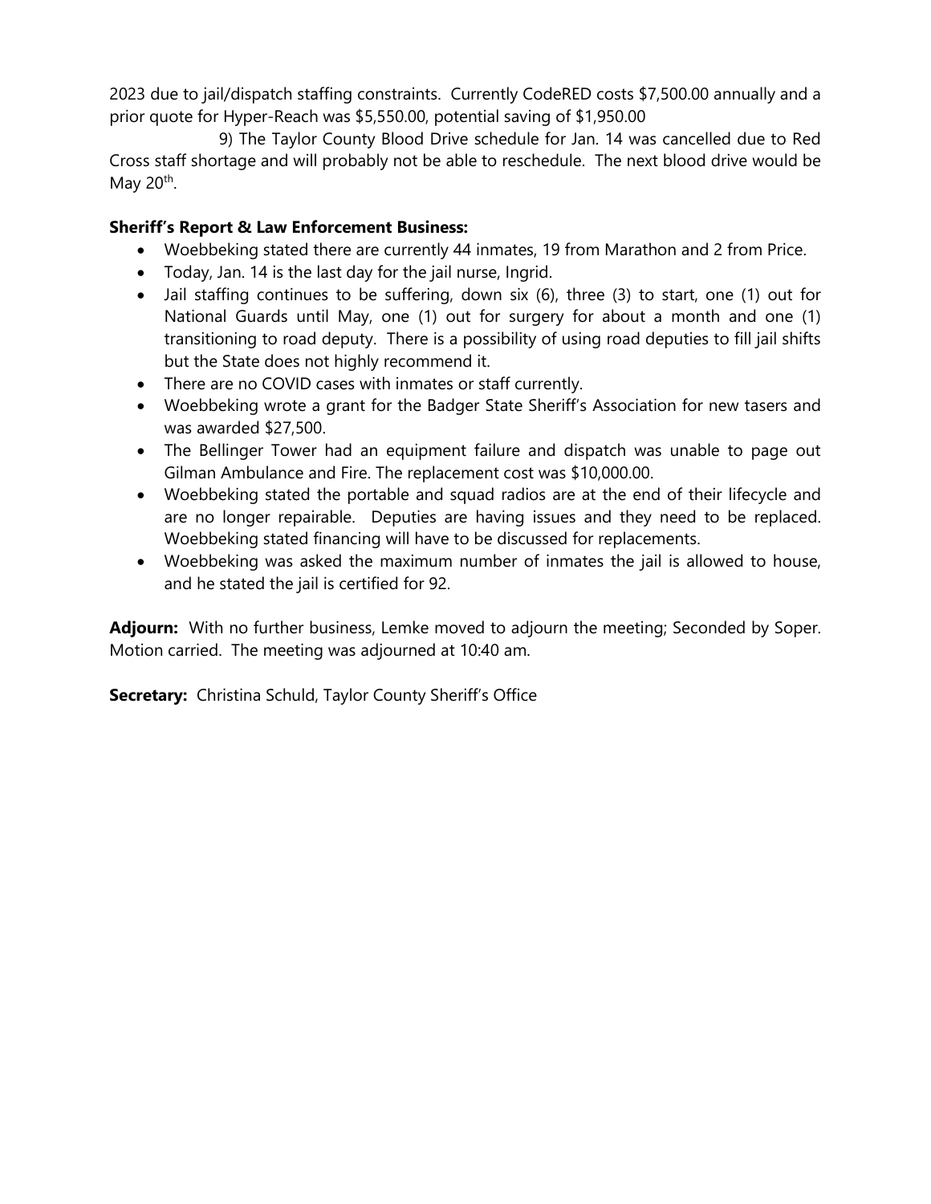2023 due to jail/dispatch staffing constraints. Currently CodeRED costs $7,500.00 annually and a prior quote for Hyper-Reach was $5,550.00, potential saving of $1,950.00

9) The Taylor County Blood Drive schedule for Jan. 14 was cancelled due to Red Cross staff shortage and will probably not be able to reschedule. The next blood drive would be May 20th.

**Sheriff's Report & Law Enforcement Business:**

- Woebbeking stated there are currently 44 inmates, 19 from Marathon and 2 from Price.
- Today, Jan. 14 is the last day for the jail nurse, Ingrid.
- Jail staffing continues to be suffering, down six (6), three (3) to start, one (1) out for National Guards until May, one (1) out for surgery for about a month and one (1) transitioning to road deputy. There is a possibility of using road deputies to fill jail shifts but the State does not highly recommend it.
- There are no COVID cases with inmates or staff currently.
- Woebbeking wrote a grant for the Badger State Sheriff's Association for new tasers and was awarded $27,500.
- The Bellinger Tower had an equipment failure and dispatch was unable to page out Gilman Ambulance and Fire. The replacement cost was $10,000.00.
- Woebbeking stated the portable and squad radios are at the end of their lifecycle and are no longer repairable. Deputies are having issues and they need to be replaced. Woebbeking stated financing will have to be discussed for replacements.
- Woebbeking was asked the maximum number of inmates the jail is allowed to house, and he stated the jail is certified for 92.

**Adjourn:** With no further business, Lemke moved to adjourn the meeting; Seconded by Soper. Motion carried. The meeting was adjourned at 10:40 am.

**Secretary:** Christina Schuld, Taylor County Sheriff's Office